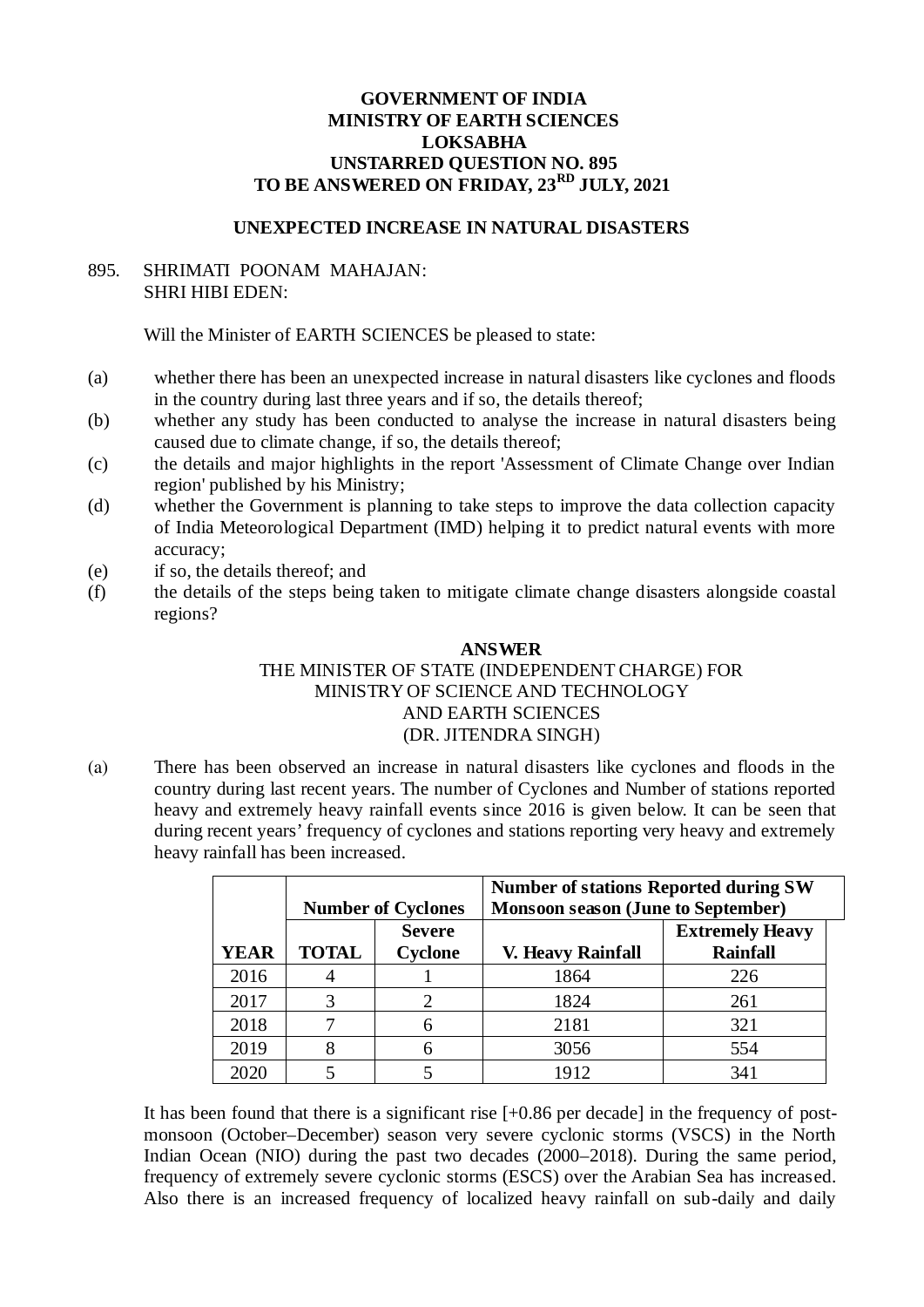**GOVERNMENT OF INDIA**
**MINISTRY OF EARTH SCIENCES**
**LOKSABHA**
**UNSTARRED QUESTION NO. 895**
**TO BE ANSWERED ON FRIDAY, 23RD JULY, 2021**

**UNEXPECTED INCREASE IN NATURAL DISASTERS**

895. SHRIMATI POONAM MAHAJAN:
SHRI HIBI EDEN:

Will the Minister of EARTH SCIENCES be pleased to state:

(a) whether there has been an unexpected increase in natural disasters like cyclones and floods in the country during last three years and if so, the details thereof;
(b) whether any study has been conducted to analyse the increase in natural disasters being caused due to climate change, if so, the details thereof;
(c) the details and major highlights in the report 'Assessment of Climate Change over Indian region' published by his Ministry;
(d) whether the Government is planning to take steps to improve the data collection capacity of India Meteorological Department (IMD) helping it to predict natural events with more accuracy;
(e) if so, the details thereof; and
(f) the details of the steps being taken to mitigate climate change disasters alongside coastal regions?

**ANSWER**
THE MINISTER OF STATE (INDEPENDENT CHARGE) FOR
MINISTRY OF SCIENCE AND TECHNOLOGY
AND EARTH SCIENCES
(DR. JITENDRA SINGH)

(a) There has been observed an increase in natural disasters like cyclones and floods in the country during last recent years. The number of Cyclones and Number of stations reported heavy and extremely heavy rainfall events since 2016 is given below. It can be seen that during recent years' frequency of cyclones and stations reporting very heavy and extremely heavy rainfall has been increased.

| | **Number of Cyclones** | | **Number of stations Reported during SW Monsoon season (June to September)** | |
|---|---|---|---|---|
| **YEAR** | **TOTAL** | **Severe Cyclone** | **V. Heavy Rainfall** | **Extremely Heavy Rainfall** |
| 2016 | 4 | 1 | 1864 | 226 |
| 2017 | 3 | 2 | 1824 | 261 |
| 2018 | 7 | 6 | 2181 | 321 |
| 2019 | 8 | 6 | 3056 | 554 |
| 2020 | 5 | 5 | 1912 | 341 |

It has been found that there is a significant rise [+0.86 per decade] in the frequency of post-monsoon (October–December) season very severe cyclonic storms (VSCS) in the North Indian Ocean (NIO) during the past two decades (2000–2018). During the same period, frequency of extremely severe cyclonic storms (ESCS) over the Arabian Sea has increased. Also there is an increased frequency of localized heavy rainfall on sub-daily and daily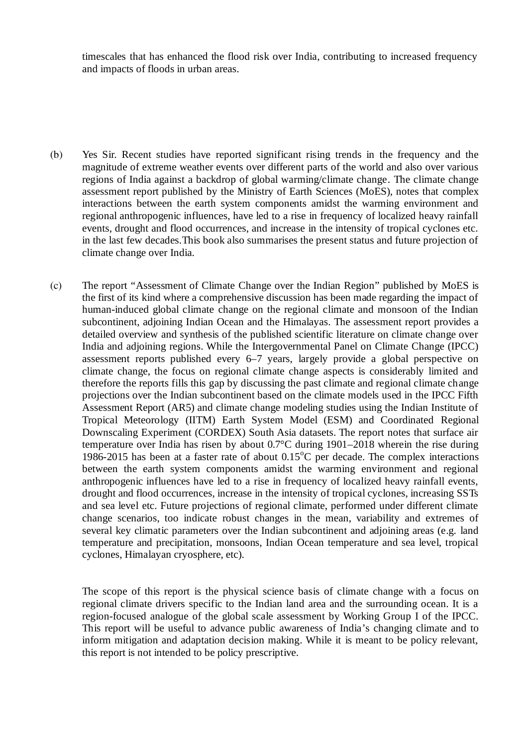timescales that has enhanced the flood risk over India, contributing to increased frequency and impacts of floods in urban areas.

(b) Yes Sir. Recent studies have reported significant rising trends in the frequency and the magnitude of extreme weather events over different parts of the world and also over various regions of India against a backdrop of global warming/climate change. The climate change assessment report published by the Ministry of Earth Sciences (MoES), notes that complex interactions between the earth system components amidst the warming environment and regional anthropogenic influences, have led to a rise in frequency of localized heavy rainfall events, drought and flood occurrences, and increase in the intensity of tropical cyclones etc. in the last few decades.This book also summarises the present status and future projection of climate change over India.

(c) The report "Assessment of Climate Change over the Indian Region" published by MoES is the first of its kind where a comprehensive discussion has been made regarding the impact of human-induced global climate change on the regional climate and monsoon of the Indian subcontinent, adjoining Indian Ocean and the Himalayas. The assessment report provides a detailed overview and synthesis of the published scientific literature on climate change over India and adjoining regions. While the Intergovernmental Panel on Climate Change (IPCC) assessment reports published every 6–7 years, largely provide a global perspective on climate change, the focus on regional climate change aspects is considerably limited and therefore the reports fills this gap by discussing the past climate and regional climate change projections over the Indian subcontinent based on the climate models used in the IPCC Fifth Assessment Report (AR5) and climate change modeling studies using the Indian Institute of Tropical Meteorology (IITM) Earth System Model (ESM) and Coordinated Regional Downscaling Experiment (CORDEX) South Asia datasets. The report notes that surface air temperature over India has risen by about 0.7°C during 1901–2018 wherein the rise during 1986-2015 has been at a faster rate of about 0.15°C per decade. The complex interactions between the earth system components amidst the warming environment and regional anthropogenic influences have led to a rise in frequency of localized heavy rainfall events, drought and flood occurrences, increase in the intensity of tropical cyclones, increasing SSTs and sea level etc. Future projections of regional climate, performed under different climate change scenarios, too indicate robust changes in the mean, variability and extremes of several key climatic parameters over the Indian subcontinent and adjoining areas (e.g. land temperature and precipitation, monsoons, Indian Ocean temperature and sea level, tropical cyclones, Himalayan cryosphere, etc).

The scope of this report is the physical science basis of climate change with a focus on regional climate drivers specific to the Indian land area and the surrounding ocean. It is a region-focused analogue of the global scale assessment by Working Group I of the IPCC. This report will be useful to advance public awareness of India's changing climate and to inform mitigation and adaptation decision making. While it is meant to be policy relevant, this report is not intended to be policy prescriptive.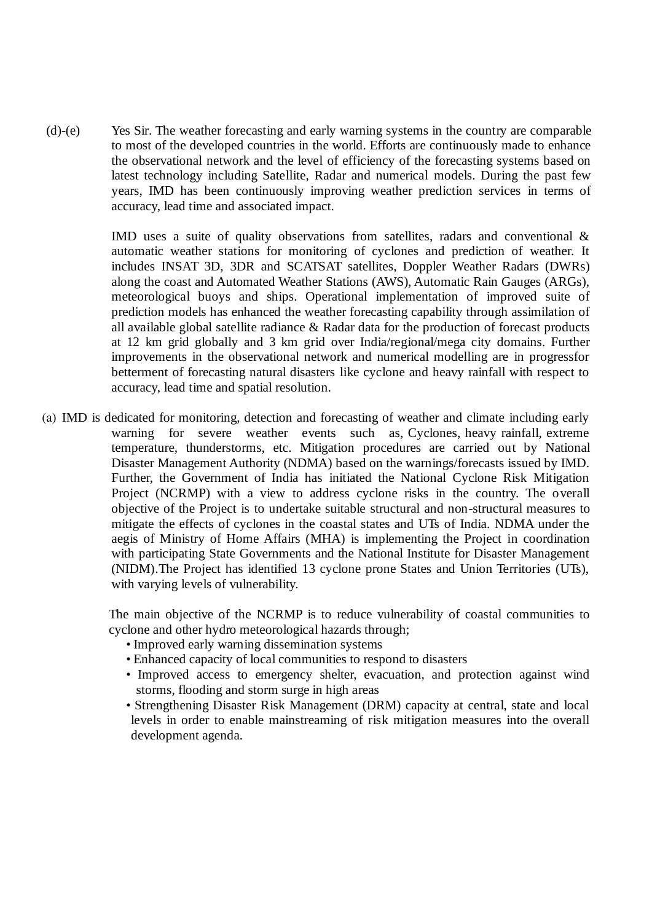(d)-(e) Yes Sir. The weather forecasting and early warning systems in the country are comparable to most of the developed countries in the world. Efforts are continuously made to enhance the observational network and the level of efficiency of the forecasting systems based on latest technology including Satellite, Radar and numerical models. During the past few years, IMD has been continuously improving weather prediction services in terms of accuracy, lead time and associated impact.

IMD uses a suite of quality observations from satellites, radars and conventional & automatic weather stations for monitoring of cyclones and prediction of weather. It includes INSAT 3D, 3DR and SCATSAT satellites, Doppler Weather Radars (DWRs) along the coast and Automated Weather Stations (AWS), Automatic Rain Gauges (ARGs), meteorological buoys and ships. Operational implementation of improved suite of prediction models has enhanced the weather forecasting capability through assimilation of all available global satellite radiance & Radar data for the production of forecast products at 12 km grid globally and 3 km grid over India/regional/mega city domains. Further improvements in the observational network and numerical modelling are in progressfor betterment of forecasting natural disasters like cyclone and heavy rainfall with respect to accuracy, lead time and spatial resolution.

(a) IMD is dedicated for monitoring, detection and forecasting of weather and climate including early warning for severe weather events such as, Cyclones, heavy rainfall, extreme temperature, thunderstorms, etc. Mitigation procedures are carried out by National Disaster Management Authority (NDMA) based on the warnings/forecasts issued by IMD. Further, the Government of India has initiated the National Cyclone Risk Mitigation Project (NCRMP) with a view to address cyclone risks in the country. The overall objective of the Project is to undertake suitable structural and non-structural measures to mitigate the effects of cyclones in the coastal states and UTs of India. NDMA under the aegis of Ministry of Home Affairs (MHA) is implementing the Project in coordination with participating State Governments and the National Institute for Disaster Management (NIDM).The Project has identified 13 cyclone prone States and Union Territories (UTs), with varying levels of vulnerability.

The main objective of the NCRMP is to reduce vulnerability of coastal communities to cyclone and other hydro meteorological hazards through;

- Improved early warning dissemination systems
- Enhanced capacity of local communities to respond to disasters
- Improved access to emergency shelter, evacuation, and protection against wind storms, flooding and storm surge in high areas
- Strengthening Disaster Risk Management (DRM) capacity at central, state and local levels in order to enable mainstreaming of risk mitigation measures into the overall development agenda.